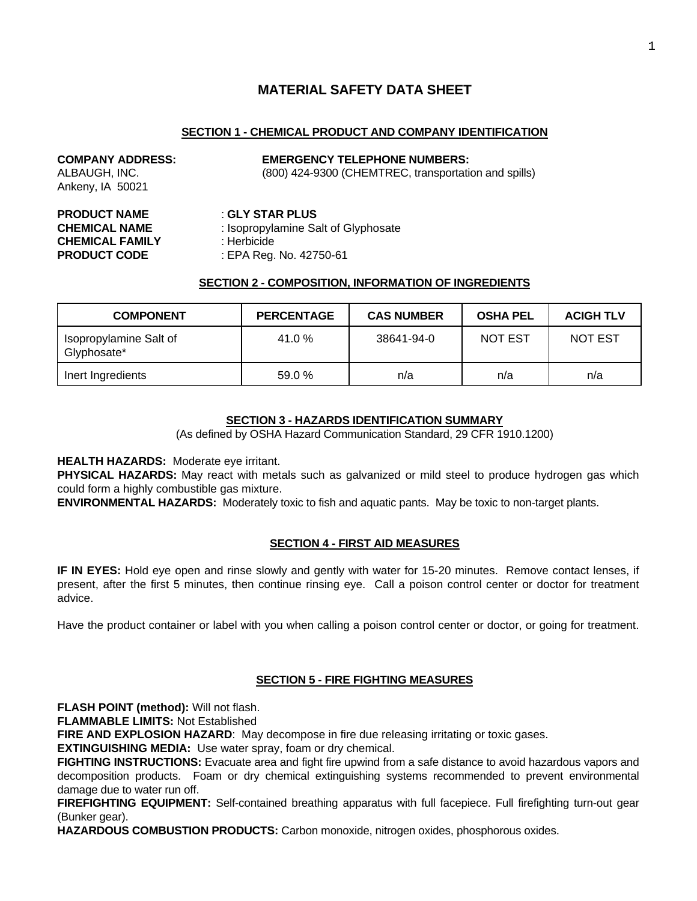# MATERIAL SAFETY DATA SHEET

## SECTION 1 - CHEMICAL PRODUCT AND COMPANY IDENTIFICATION

**COMPANY ADDRESS:**
ALBAUGH, INC.
Ankeny, IA 50021

**EMERGENCY TELEPHONE NUMBERS:**
(800) 424-9300 (CHEMTREC, transportation and spills)

**PRODUCT NAME** : **GLY STAR PLUS**
**CHEMICAL NAME** : Isopropylamine Salt of Glyphosate
**CHEMICAL FAMILY** : Herbicide
**PRODUCT CODE** : EPA Reg. No. 42750-61

## SECTION 2 - COMPOSITION, INFORMATION OF INGREDIENTS

| COMPONENT | PERCENTAGE | CAS NUMBER | OSHA PEL | ACIGH TLV |
| --- | --- | --- | --- | --- |
| Isopropylamine Salt of Glyphosate* | 41.0 % | 38641-94-0 | NOT EST | NOT EST |
| Inert Ingredients | 59.0 % | n/a | n/a | n/a |

## SECTION 3 - HAZARDS IDENTIFICATION SUMMARY

(As defined by OSHA Hazard Communication Standard, 29 CFR 1910.1200)

**HEALTH HAZARDS:** Moderate eye irritant.
**PHYSICAL HAZARDS:** May react with metals such as galvanized or mild steel to produce hydrogen gas which could form a highly combustible gas mixture.
**ENVIRONMENTAL HAZARDS:** Moderately toxic to fish and aquatic pants. May be toxic to non-target plants.

## SECTION 4 - FIRST AID MEASURES

**IF IN EYES:** Hold eye open and rinse slowly and gently with water for 15-20 minutes. Remove contact lenses, if present, after the first 5 minutes, then continue rinsing eye. Call a poison control center or doctor for treatment advice.

Have the product container or label with you when calling a poison control center or doctor, or going for treatment.

## SECTION 5 - FIRE FIGHTING MEASURES

**FLASH POINT (method):** Will not flash.
**FLAMMABLE LIMITS:** Not Established
**FIRE AND EXPLOSION HAZARD**: May decompose in fire due releasing irritating or toxic gases.
**EXTINGUISHING MEDIA:** Use water spray, foam or dry chemical.
**FIGHTING INSTRUCTIONS:** Evacuate area and fight fire upwind from a safe distance to avoid hazardous vapors and decomposition products. Foam or dry chemical extinguishing systems recommended to prevent environmental damage due to water run off.
**FIREFIGHTING EQUIPMENT:** Self-contained breathing apparatus with full facepiece. Full firefighting turn-out gear (Bunker gear).
**HAZARDOUS COMBUSTION PRODUCTS:** Carbon monoxide, nitrogen oxides, phosphorous oxides.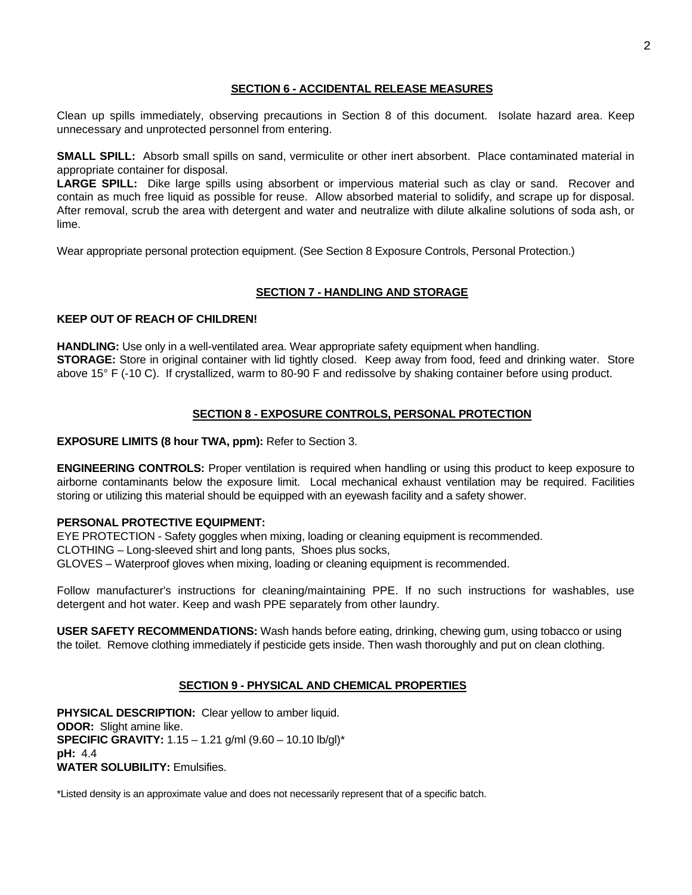## SECTION 6 - ACCIDENTAL RELEASE MEASURES

Clean up spills immediately, observing precautions in Section 8 of this document. Isolate hazard area. Keep unnecessary and unprotected personnel from entering.

**SMALL SPILL:** Absorb small spills on sand, vermiculite or other inert absorbent. Place contaminated material in appropriate container for disposal.
**LARGE SPILL:** Dike large spills using absorbent or impervious material such as clay or sand. Recover and contain as much free liquid as possible for reuse. Allow absorbed material to solidify, and scrape up for disposal. After removal, scrub the area with detergent and water and neutralize with dilute alkaline solutions of soda ash, or lime.

Wear appropriate personal protection equipment. (See Section 8 Exposure Controls, Personal Protection.)

## SECTION 7 - HANDLING AND STORAGE

**KEEP OUT OF REACH OF CHILDREN!**

**HANDLING:** Use only in a well-ventilated area. Wear appropriate safety equipment when handling.
**STORAGE:** Store in original container with lid tightly closed. Keep away from food, feed and drinking water. Store above 15° F (-10 C). If crystallized, warm to 80-90 F and redissolve by shaking container before using product.

## SECTION 8 - EXPOSURE CONTROLS, PERSONAL PROTECTION

**EXPOSURE LIMITS (8 hour TWA, ppm):** Refer to Section 3.

**ENGINEERING CONTROLS:** Proper ventilation is required when handling or using this product to keep exposure to airborne contaminants below the exposure limit. Local mechanical exhaust ventilation may be required. Facilities storing or utilizing this material should be equipped with an eyewash facility and a safety shower.

**PERSONAL PROTECTIVE EQUIPMENT:**
EYE PROTECTION - Safety goggles when mixing, loading or cleaning equipment is recommended.
CLOTHING – Long-sleeved shirt and long pants, Shoes plus socks,
GLOVES – Waterproof gloves when mixing, loading or cleaning equipment is recommended.

Follow manufacturer's instructions for cleaning/maintaining PPE. If no such instructions for washables, use detergent and hot water. Keep and wash PPE separately from other laundry.

**USER SAFETY RECOMMENDATIONS:** Wash hands before eating, drinking, chewing gum, using tobacco or using the toilet. Remove clothing immediately if pesticide gets inside. Then wash thoroughly and put on clean clothing.

## SECTION 9 - PHYSICAL AND CHEMICAL PROPERTIES

**PHYSICAL DESCRIPTION:** Clear yellow to amber liquid.
**ODOR:** Slight amine like.
**SPECIFIC GRAVITY:** 1.15 – 1.21 g/ml (9.60 – 10.10 lb/gl)*
**pH:** 4.4
**WATER SOLUBILITY:** Emulsifies.

*Listed density is an approximate value and does not necessarily represent that of a specific batch.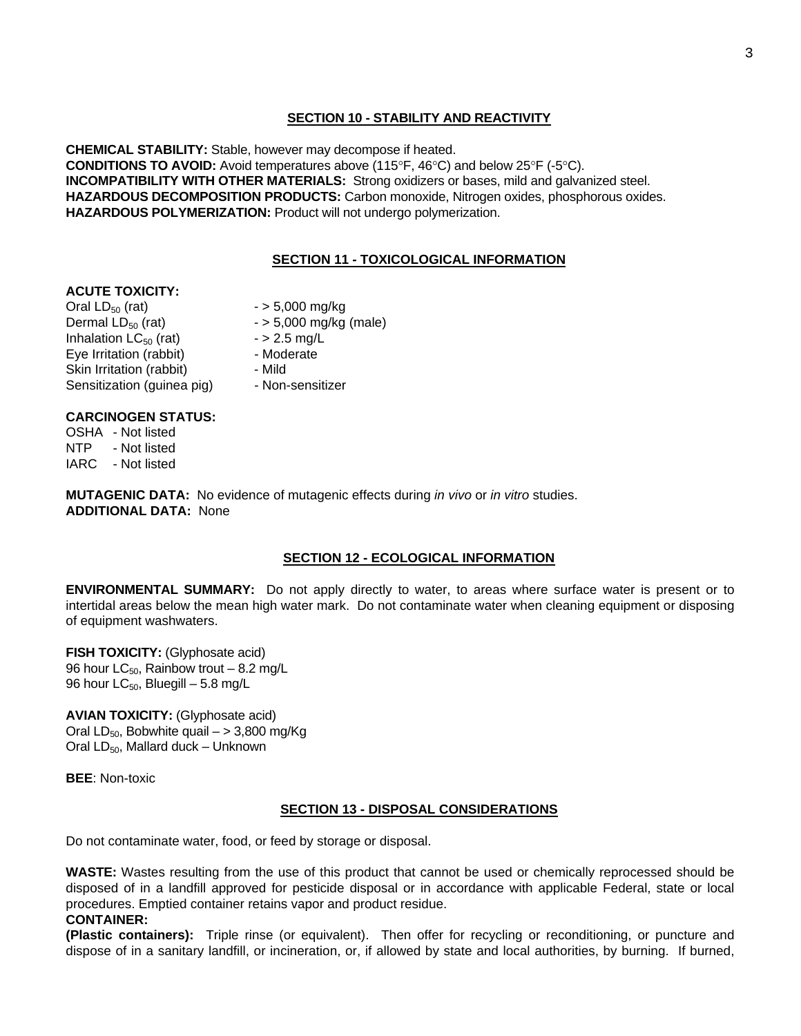## SECTION 10 - STABILITY AND REACTIVITY

**CHEMICAL STABILITY:** Stable, however may decompose if heated.
**CONDITIONS TO AVOID:** Avoid temperatures above (115°F, 46°C) and below 25°F (-5°C).
**INCOMPATIBILITY WITH OTHER MATERIALS:** Strong oxidizers or bases, mild and galvanized steel.
**HAZARDOUS DECOMPOSITION PRODUCTS:** Carbon monoxide, Nitrogen oxides, phosphorous oxides.
**HAZARDOUS POLYMERIZATION:** Product will not undergo polymerization.

## SECTION 11 - TOXICOLOGICAL INFORMATION

**ACUTE TOXICITY:**

| | |
|---|---|
| Oral $LD_{50}$ (rat) | - > 5,000 mg/kg |
| Dermal $LD_{50}$ (rat) | - > 5,000 mg/kg (male) |
| Inhalation $LC_{50}$ (rat) | - > 2.5 mg/L |
| Eye Irritation (rabbit) | - Moderate |
| Skin Irritation (rabbit) | - Mild |
| Sensitization (guinea pig) | - Non-sensitizer |

**CARCINOGEN STATUS:**

OSHA - Not listed
NTP - Not listed
IARC - Not listed

**MUTAGENIC DATA:** No evidence of mutagenic effects during *in vivo* or *in vitro* studies.
**ADDITIONAL DATA:** None

## SECTION 12 - ECOLOGICAL INFORMATION

**ENVIRONMENTAL SUMMARY:** Do not apply directly to water, to areas where surface water is present or to intertidal areas below the mean high water mark. Do not contaminate water when cleaning equipment or disposing of equipment washwaters.

**FISH TOXICITY:** (Glyphosate acid)
96 hour $LC_{50}$, Rainbow trout – 8.2 mg/L
96 hour $LC_{50}$, Bluegill – 5.8 mg/L

**AVIAN TOXICITY:** (Glyphosate acid)
Oral $LD_{50}$, Bobwhite quail – > 3,800 mg/Kg
Oral $LD_{50}$, Mallard duck – Unknown

**BEE**: Non-toxic

## SECTION 13 - DISPOSAL CONSIDERATIONS

Do not contaminate water, food, or feed by storage or disposal.

**WASTE:** Wastes resulting from the use of this product that cannot be used or chemically reprocessed should be disposed of in a landfill approved for pesticide disposal or in accordance with applicable Federal, state or local procedures. Emptied container retains vapor and product residue.

**CONTAINER:**

**(Plastic containers):** Triple rinse (or equivalent). Then offer for recycling or reconditioning, or puncture and dispose of in a sanitary landfill, or incineration, or, if allowed by state and local authorities, by burning. If burned,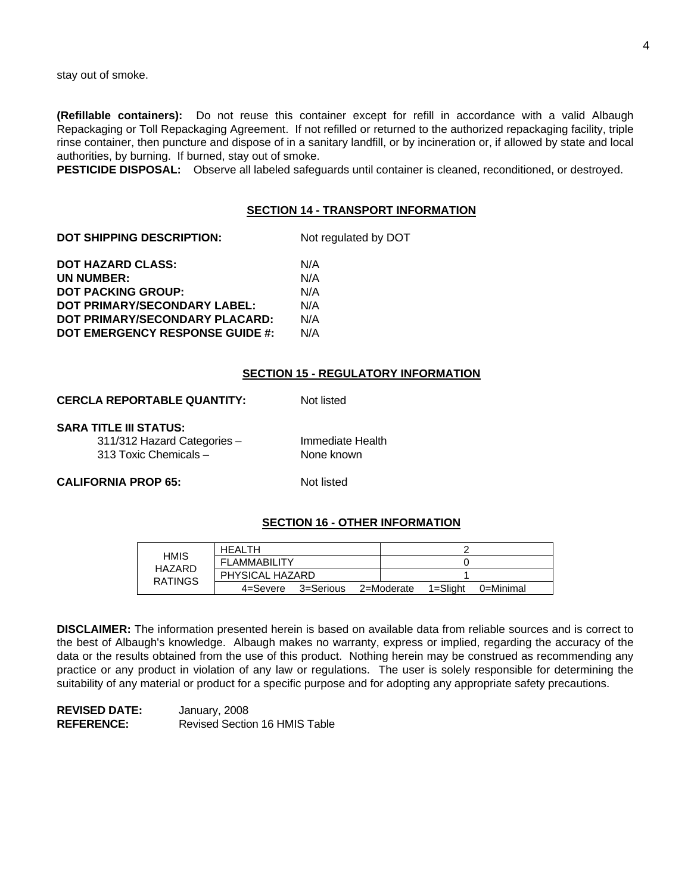stay out of smoke.

**(Refillable containers):** Do not reuse this container except for refill in accordance with a valid Albaugh Repackaging or Toll Repackaging Agreement. If not refilled or returned to the authorized repackaging facility, triple rinse container, then puncture and dispose of in a sanitary landfill, or by incineration or, if allowed by state and local authorities, by burning. If burned, stay out of smoke.

**PESTICIDE DISPOSAL:** Observe all labeled safeguards until container is cleaned, reconditioned, or destroyed.

## SECTION 14 - TRANSPORT INFORMATION

**DOT SHIPPING DESCRIPTION:** Not regulated by DOT

**DOT HAZARD CLASS:** N/A
**UN NUMBER:** N/A
**DOT PACKING GROUP:** N/A
**DOT PRIMARY/SECONDARY LABEL:** N/A
**DOT PRIMARY/SECONDARY PLACARD:** N/A
**DOT EMERGENCY RESPONSE GUIDE #:** N/A

## SECTION 15 - REGULATORY INFORMATION

**CERCLA REPORTABLE QUANTITY:** Not listed

**SARA TITLE III STATUS:**
311/312 Hazard Categories – Immediate Health
313 Toxic Chemicals – None known

**CALIFORNIA PROP 65:** Not listed

## SECTION 16 - OTHER INFORMATION

| | | |
|---|---|---|
| HMIS HAZARD RATINGS | HEALTH | 2 |
| | FLAMMABILITY | 0 |
| | PHYSICAL HAZARD | 1 |
| | 4=Severe 3=Serious 2=Moderate 1=Slight 0=Minimal | |

**DISCLAIMER:** The information presented herein is based on available data from reliable sources and is correct to the best of Albaugh's knowledge. Albaugh makes no warranty, express or implied, regarding the accuracy of the data or the results obtained from the use of this product. Nothing herein may be construed as recommending any practice or any product in violation of any law or regulations. The user is solely responsible for determining the suitability of any material or product for a specific purpose and for adopting any appropriate safety precautions.

**REVISED DATE:** January, 2008
**REFERENCE:** Revised Section 16 HMIS Table